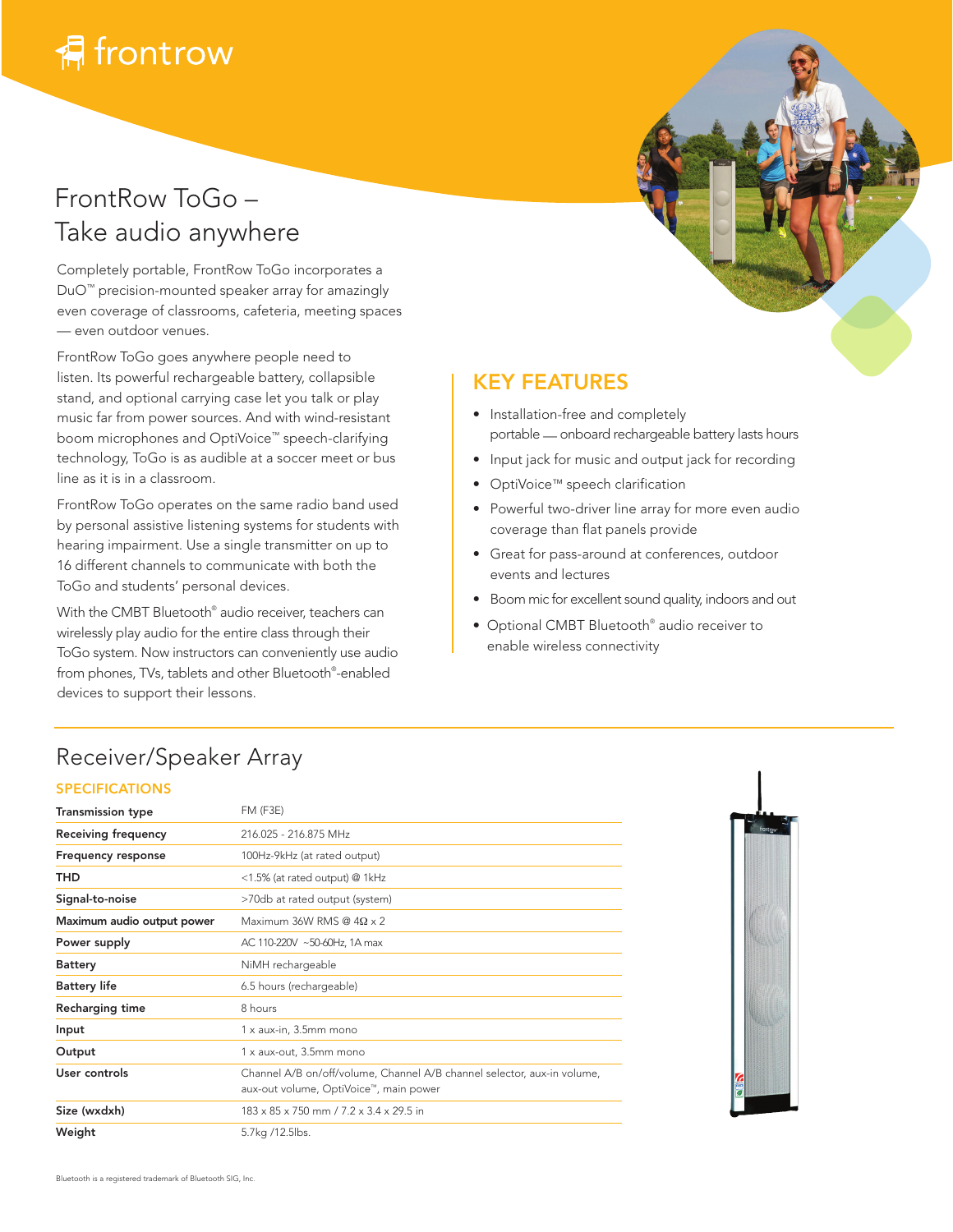# frontrow

## FrontRow ToGo – Take audio anywhere

Completely portable, FrontRow ToGo incorporates a DuO™ precision-mounted speaker array for amazingly even coverage of classrooms, cafeteria, meeting spaces — even outdoor venues.

FrontRow ToGo goes anywhere people need to listen. Its powerful rechargeable battery, collapsible stand, and optional carrying case let you talk or play music far from power sources. And with wind-resistant boom microphones and OptiVoice™ speech-clarifying technology, ToGo is as audible at a soccer meet or bus line as it is in a classroom.

FrontRow ToGo operates on the same radio band used by personal assistive listening systems for students with hearing impairment. Use a single transmitter on up to 16 different channels to communicate with both the ToGo and students' personal devices.

With the CMBT Bluetooth® audio receiver, teachers can wirelessly play audio for the entire class through their ToGo system. Now instructors can conveniently use audio from phones, TVs, tablets and other Bluetooth®-enabled devices to support their lessons.

## KEY FEATURES

- Installation-free and completely portable — onboard rechargeable battery lasts hours
- Input jack for music and output jack for recording
- OptiVoice™ speech clarification
- Powerful two-driver line array for more even audio coverage than flat panels provide
- Great for pass-around at conferences, outdoor events and lectures
- Boom mic for excellent sound quality, indoors and out
- Optional CMBT Bluetooth® audio receiver to enable wireless connectivity

## Receiver/Speaker Array

### SPECIFICATIONS

| | |
|---|---|
| **Transmission type** | FM (F3E) |
| **Receiving frequency** | 216.025 - 216.875 MHz |
| **Frequency response** | 100Hz-9kHz (at rated output) |
| **THD** | <1.5% (at rated output) @ 1kHz |
| **Signal-to-noise** | >70db at rated output (system) |
| **Maximum audio output power** | Maximum 36W RMS @ 4Ω x 2 |
| **Power supply** | AC 110-220V ~50-60Hz, 1A max |
| **Battery** | NiMH rechargeable |
| **Battery life** | 6.5 hours (rechargeable) |
| **Recharging time** | 8 hours |
| **Input** | 1 x aux-in, 3.5mm mono |
| **Output** | 1 x aux-out, 3.5mm mono |
| **User controls** | Channel A/B on/off/volume, Channel A/B channel selector, aux-in volume, aux-out volume, OptiVoice™, main power |
| **Size (wxdxh)** | 183 x 85 x 750 mm / 7.2 x 3.4 x 29.5 in |
| **Weight** | 5.7kg /12.5lbs. |

Bluetooth is a registered trademark of Bluetooth SIG, Inc.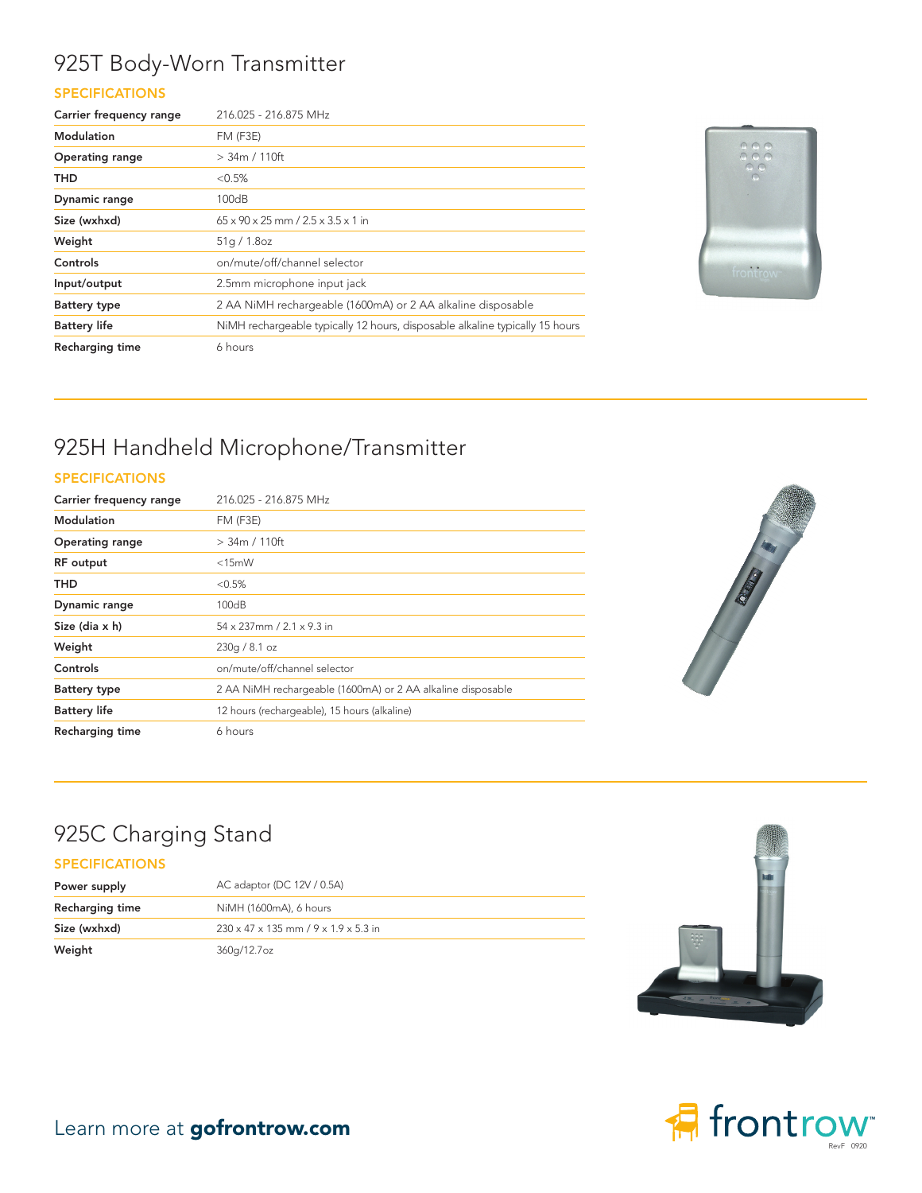# 925T Body-Worn Transmitter

## SPECIFICATIONS

| | |
|---|---|
| **Carrier frequency range** | 216.025 - 216.875 MHz |
| **Modulation** | FM (F3E) |
| **Operating range** | > 34m / 110ft |
| **THD** | <0.5% |
| **Dynamic range** | 100dB |
| **Size (wxhxd)** | 65 x 90 x 25 mm / 2.5 x 3.5 x 1 in |
| **Weight** | 51g / 1.8oz |
| **Controls** | on/mute/off/channel selector |
| **Input/output** | 2.5mm microphone input jack |
| **Battery type** | 2 AA NiMH rechargeable (1600mA) or 2 AA alkaline disposable |
| **Battery life** | NiMH rechargeable typically 12 hours, disposable alkaline typically 15 hours |
| **Recharging time** | 6 hours |

# 925H Handheld Microphone/Transmitter

## SPECIFICATIONS

| | |
|---|---|
| **Carrier frequency range** | 216.025 - 216.875 MHz |
| **Modulation** | FM (F3E) |
| **Operating range** | > 34m / 110ft |
| **RF output** | <15mW |
| **THD** | <0.5% |
| **Dynamic range** | 100dB |
| **Size (dia x h)** | 54 x 237mm / 2.1 x 9.3 in |
| **Weight** | 230g / 8.1 oz |
| **Controls** | on/mute/off/channel selector |
| **Battery type** | 2 AA NiMH rechargeable (1600mA) or 2 AA alkaline disposable |
| **Battery life** | 12 hours (rechargeable), 15 hours (alkaline) |
| **Recharging time** | 6 hours |

# 925C Charging Stand

## SPECIFICATIONS

| | |
|---|---|
| **Power supply** | AC adaptor (DC 12V / 0.5A) |
| **Recharging time** | NiMH (1600mA), 6 hours |
| **Size (wxhxd)** | 230 x 47 x 135 mm / 9 x 1.9 x 5.3 in |
| **Weight** | 360g/12.7oz |

Learn more at **gofrontrow.com**

frontrow™

RevF 0920